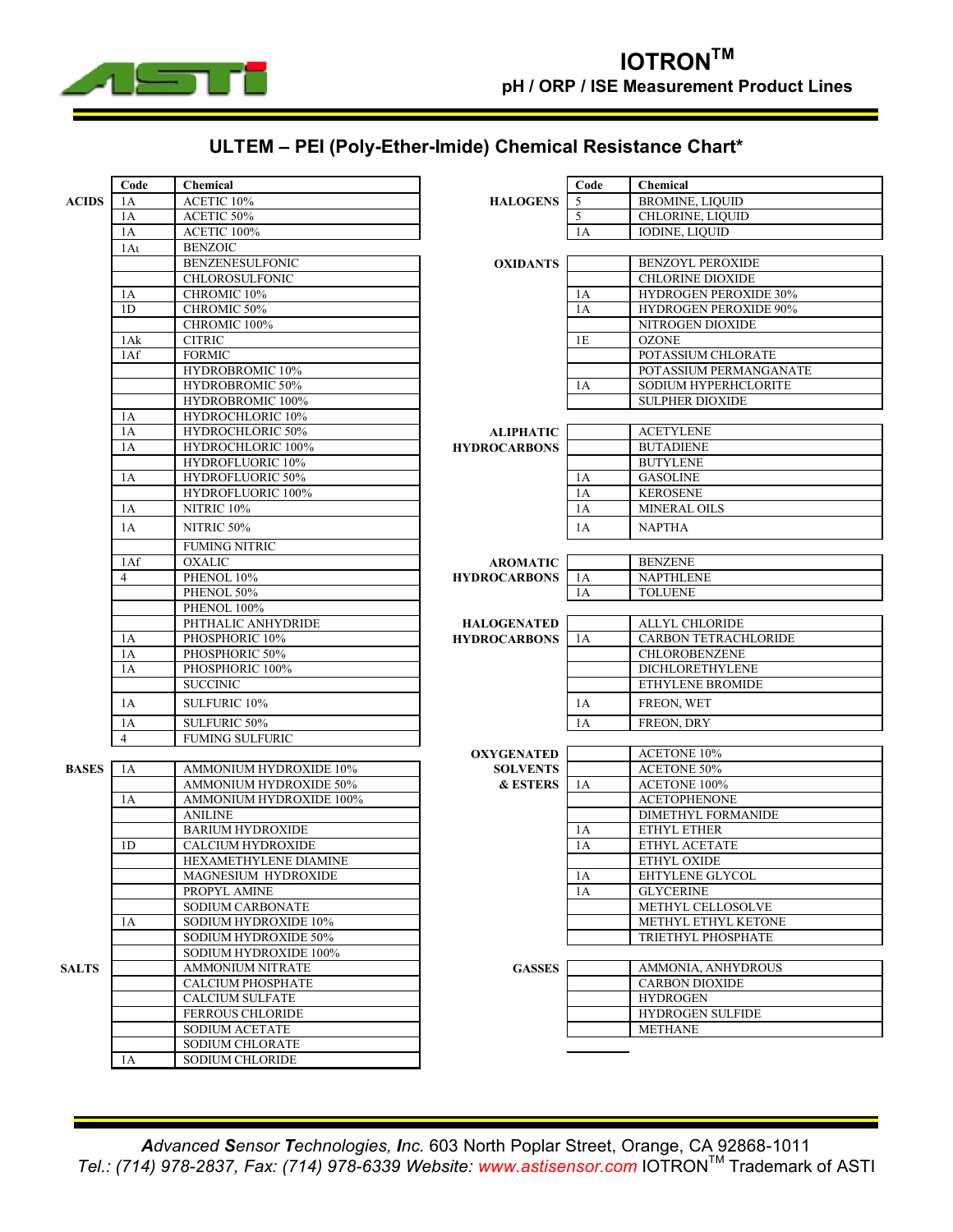# IOTRON™

## pH / ORP / ISE Measurement Product Lines

## ULTEM – PEI (Poly-Ether-Imide) Chemical Resistance Chart*

| Category | Code | Chemical |
|---|---|---|
| **ACIDS** | 1A | ACETIC 10% |
| | 1A | ACETIC 50% |
| | 1A | ACETIC 100% |
| | 1At | BENZOIC |
| | | BENZENESULFONIC |
| | | CHLOROSULFONIC |
| | 1A | CHROMIC 10% |
| | 1D | CHROMIC 50% |
| | | CHROMIC 100% |
| | 1Ak | CITRIC |
| | 1Af | FORMIC |
| | | HYDROBROMIC 10% |
| | | HYDROBROMIC 50% |
| | | HYDROBROMIC 100% |
| | 1A | HYDROCHLORIC 10% |
| | 1A | HYDROCHLORIC 50% |
| | 1A | HYDROCHLORIC 100% |
| | | HYDROFLUORIC 10% |
| | 1A | HYDROFLUORIC 50% |
| | | HYDROFLUORIC 100% |
| | 1A | NITRIC 10% |
| | 1A | NITRIC 50% |
| | | FUMING NITRIC |
| | 1Af | OXALIC |
| | 4 | PHENOL 10% |
| | | PHENOL 50% |
| | | PHENOL 100% |
| | | PHTHALIC ANHYDRIDE |
| | 1A | PHOSPHORIC 10% |
| | 1A | PHOSPHORIC 50% |
| | 1A | PHOSPHORIC 100% |
| | | SUCCINIC |
| | 1A | SULFURIC 10% |
| | 1A | SULFURIC 50% |
| | 4 | FUMING SULFURIC |
| **BASES** | 1A | AMMONIUM HYDROXIDE 10% |
| | | AMMONIUM HYDROXIDE 50% |
| | 1A | AMMONIUM HYDROXIDE 100% |
| | | ANILINE |
| | | BARIUM HYDROXIDE |
| | 1D | CALCIUM HYDROXIDE |
| | | HEXAMETHYLENE DIAMINE |
| | | MAGNESIUM HYDROXIDE |
| | | PROPYL AMINE |
| | | SODIUM CARBONATE |
| | 1A | SODIUM HYDROXIDE 10% |
| | | SODIUM HYDROXIDE 50% |
| | | SODIUM HYDROXIDE 100% |
| **SALTS** | | AMMONIUM NITRATE |
| | | CALCIUM PHOSPHATE |
| | | CALCIUM SULFATE |
| | | FERROUS CHLORIDE |
| | | SODIUM ACETATE |
| | | SODIUM CHLORATE |
| | 1A | SODIUM CHLORIDE |

| Category | Code | Chemical |
|---|---|---|
| **HALOGENS** | 5 | BROMINE, LIQUID |
| | 5 | CHLORINE, LIQUID |
| | 1A | IODINE, LIQUID |
| **OXIDANTS** | | BENZOYL PEROXIDE |
| | | CHLORINE DIOXIDE |
| | 1A | HYDROGEN PEROXIDE 30% |
| | 1A | HYDROGEN PEROXIDE 90% |
| | | NITROGEN DIOXIDE |
| | 1E | OZONE |
| | | POTASSIUM CHLORATE |
| | | POTASSIUM PERMANGANATE |
| | 1A | SODIUM HYPERHCLORITE |
| | | SULPHER DIOXIDE |
| **ALIPHATIC HYDROCARBONS** | | ACETYLENE |
| | | BUTADIENE |
| | | BUTYLENE |
| | 1A | GASOLINE |
| | 1A | KEROSENE |
| | 1A | MINERAL OILS |
| | 1A | NAPTHA |
| **AROMATIC HYDROCARBONS** | | BENZENE |
| | 1A | NAPTHLENE |
| | 1A | TOLUENE |
| **HALOGENATED HYDROCARBONS** | | ALLYL CHLORIDE |
| | 1A | CARBON TETRACHLORIDE |
| | | CHLOROBENZENE |
| | | DICHLORETHYLENE |
| | | ETHYLENE BROMIDE |
| | 1A | FREON, WET |
| | 1A | FREON, DRY |
| **OXYGENATED SOLVENTS & ESTERS** | | ACETONE 10% |
| | | ACETONE 50% |
| | 1A | ACETONE 100% |
| | | ACETOPHENONE |
| | | DIMETHYL FORMANIDE |
| | 1A | ETHYL ETHER |
| | 1A | ETHYL ACETATE |
| | | ETHYL OXIDE |
| | 1A | EHTYLENE GLYCOL |
| | 1A | GLYCERINE |
| | | METHYL CELLOSOLVE |
| | | METHYL ETHYL KETONE |
| | | TRIETHYL PHOSPHATE |
| **GASSES** | | AMMONIA, ANHYDROUS |
| | | CARBON DIOXIDE |
| | | HYDROGEN |
| | | HYDROGEN SULFIDE |
| | | METHANE |

***A**dvanced **S**ensor **T**echnologies, **I**nc.* 603 North Poplar Street, Orange, CA 92868-1011
*Tel.: (714) 978-2837, Fax: (714) 978-6339 Website: www.astisensor.com* IOTRON™ Trademark of ASTI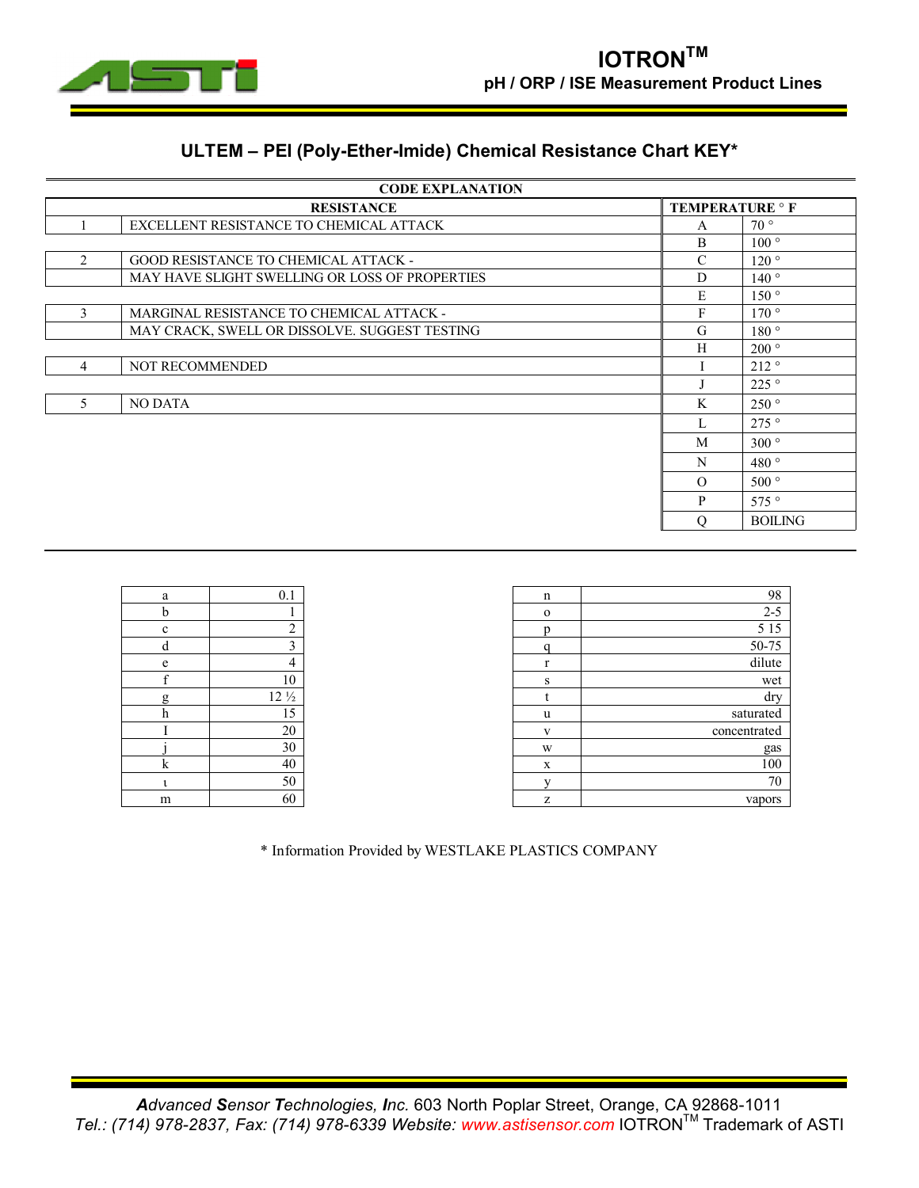## ULTEM – PEI (Poly-Ether-Imide) Chemical Resistance Chart KEY*

**CODE EXPLANATION**

| RESISTANCE | | TEMPERATURE ° F | |
|---|---|---|---|
| 1 | EXCELLENT RESISTANCE TO CHEMICAL ATTACK | A | 70 ° |
| | | B | 100 ° |
| 2 | GOOD RESISTANCE TO CHEMICAL ATTACK - | C | 120 ° |
| | MAY HAVE SLIGHT SWELLING OR LOSS OF PROPERTIES | D | 140 ° |
| | | E | 150 ° |
| 3 | MARGINAL RESISTANCE TO CHEMICAL ATTACK - | F | 170 ° |
| | MAY CRACK, SWELL OR DISSOLVE. SUGGEST TESTING | G | 180 ° |
| | | H | 200 ° |
| 4 | NOT RECOMMENDED | I | 212 ° |
| | | J | 225 ° |
| 5 | NO DATA | K | 250 ° |
| | | L | 275 ° |
| | | M | 300 ° |
| | | N | 480 ° |
| | | O | 500 ° |
| | | P | 575 ° |
| | | Q | BOILING |

| | |
|---|---|
| a | 0.1 |
| b | 1 |
| c | 2 |
| d | 3 |
| e | 4 |
| f | 10 |
| g | 12 ½ |
| h | 15 |
| I | 20 |
| j | 30 |
| k | 40 |
| ι | 50 |
| m | 60 |

| | |
|---|---|
| n | 98 |
| o | 2-5 |
| p | 5 15 |
| q | 50-75 |
| r | dilute |
| s | wet |
| t | dry |
| u | saturated |
| v | concentrated |
| w | gas |
| x | 100 |
| y | 70 |
| z | vapors |

* Information Provided by WESTLAKE PLASTICS COMPANY